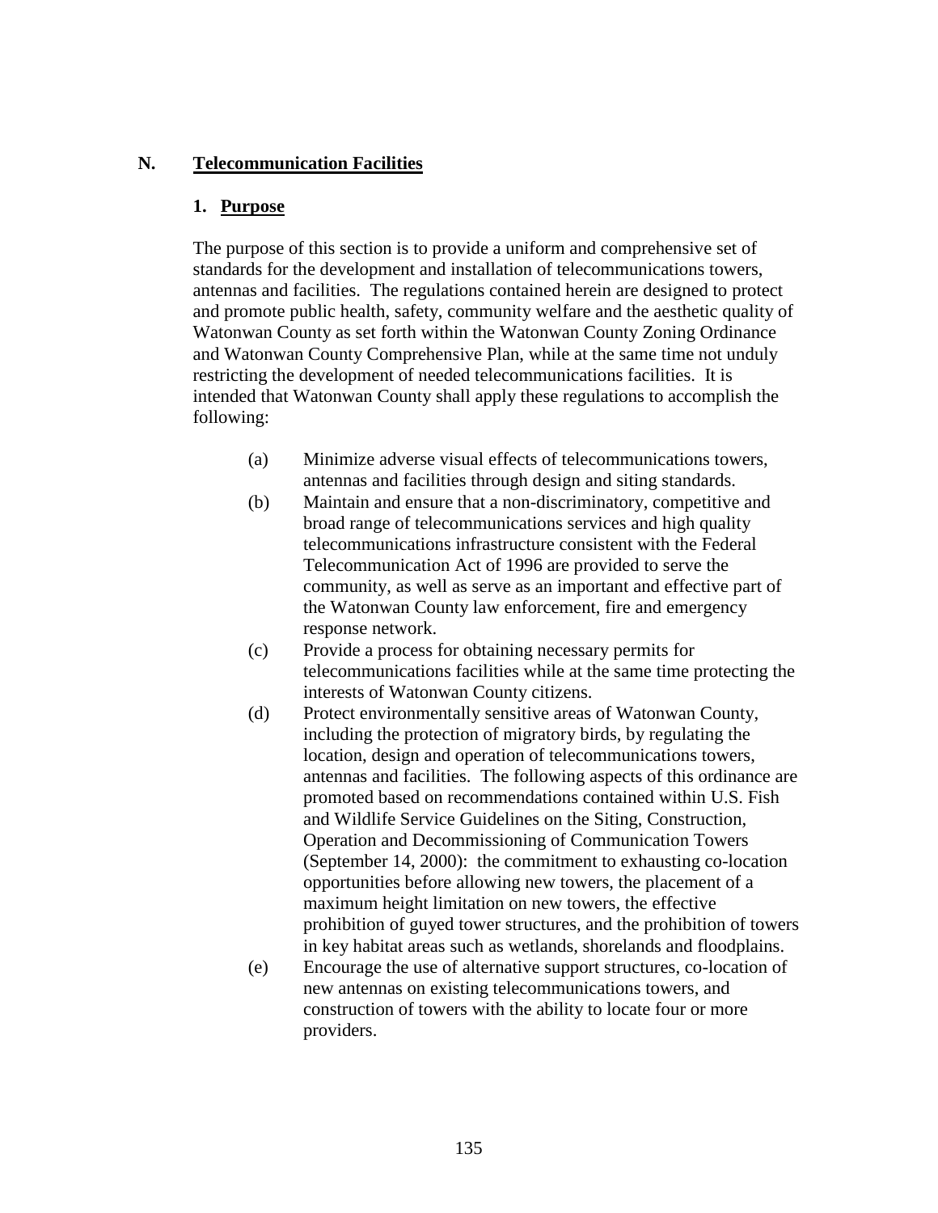## N. Telecommunication Facilities

### 1. Purpose

The purpose of this section is to provide a uniform and comprehensive set of standards for the development and installation of telecommunications towers, antennas and facilities. The regulations contained herein are designed to protect and promote public health, safety, community welfare and the aesthetic quality of Watonwan County as set forth within the Watonwan County Zoning Ordinance and Watonwan County Comprehensive Plan, while at the same time not unduly restricting the development of needed telecommunications facilities. It is intended that Watonwan County shall apply these regulations to accomplish the following:

(a) Minimize adverse visual effects of telecommunications towers, antennas and facilities through design and siting standards.

(b) Maintain and ensure that a non-discriminatory, competitive and broad range of telecommunications services and high quality telecommunications infrastructure consistent with the Federal Telecommunication Act of 1996 are provided to serve the community, as well as serve as an important and effective part of the Watonwan County law enforcement, fire and emergency response network.

(c) Provide a process for obtaining necessary permits for telecommunications facilities while at the same time protecting the interests of Watonwan County citizens.

(d) Protect environmentally sensitive areas of Watonwan County, including the protection of migratory birds, by regulating the location, design and operation of telecommunications towers, antennas and facilities. The following aspects of this ordinance are promoted based on recommendations contained within U.S. Fish and Wildlife Service Guidelines on the Siting, Construction, Operation and Decommissioning of Communication Towers (September 14, 2000): the commitment to exhausting co-location opportunities before allowing new towers, the placement of a maximum height limitation on new towers, the effective prohibition of guyed tower structures, and the prohibition of towers in key habitat areas such as wetlands, shorelands and floodplains.

(e) Encourage the use of alternative support structures, co-location of new antennas on existing telecommunications towers, and construction of towers with the ability to locate four or more providers.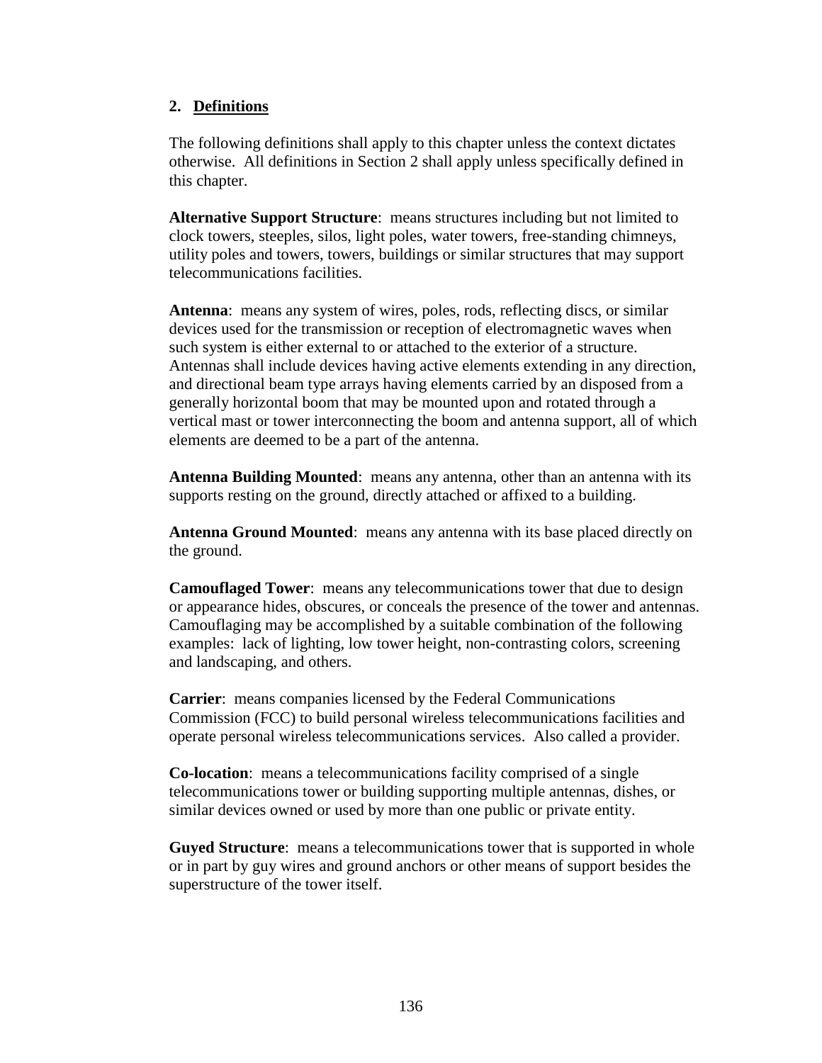## 2. Definitions

The following definitions shall apply to this chapter unless the context dictates otherwise. All definitions in Section 2 shall apply unless specifically defined in this chapter.

**Alternative Support Structure**: means structures including but not limited to clock towers, steeples, silos, light poles, water towers, free-standing chimneys, utility poles and towers, towers, buildings or similar structures that may support telecommunications facilities.

**Antenna**: means any system of wires, poles, rods, reflecting discs, or similar devices used for the transmission or reception of electromagnetic waves when such system is either external to or attached to the exterior of a structure. Antennas shall include devices having active elements extending in any direction, and directional beam type arrays having elements carried by an disposed from a generally horizontal boom that may be mounted upon and rotated through a vertical mast or tower interconnecting the boom and antenna support, all of which elements are deemed to be a part of the antenna.

**Antenna Building Mounted**: means any antenna, other than an antenna with its supports resting on the ground, directly attached or affixed to a building.

**Antenna Ground Mounted**: means any antenna with its base placed directly on the ground.

**Camouflaged Tower**: means any telecommunications tower that due to design or appearance hides, obscures, or conceals the presence of the tower and antennas. Camouflaging may be accomplished by a suitable combination of the following examples: lack of lighting, low tower height, non-contrasting colors, screening and landscaping, and others.

**Carrier**: means companies licensed by the Federal Communications Commission (FCC) to build personal wireless telecommunications facilities and operate personal wireless telecommunications services. Also called a provider.

**Co-location**: means a telecommunications facility comprised of a single telecommunications tower or building supporting multiple antennas, dishes, or similar devices owned or used by more than one public or private entity.

**Guyed Structure**: means a telecommunications tower that is supported in whole or in part by guy wires and ground anchors or other means of support besides the superstructure of the tower itself.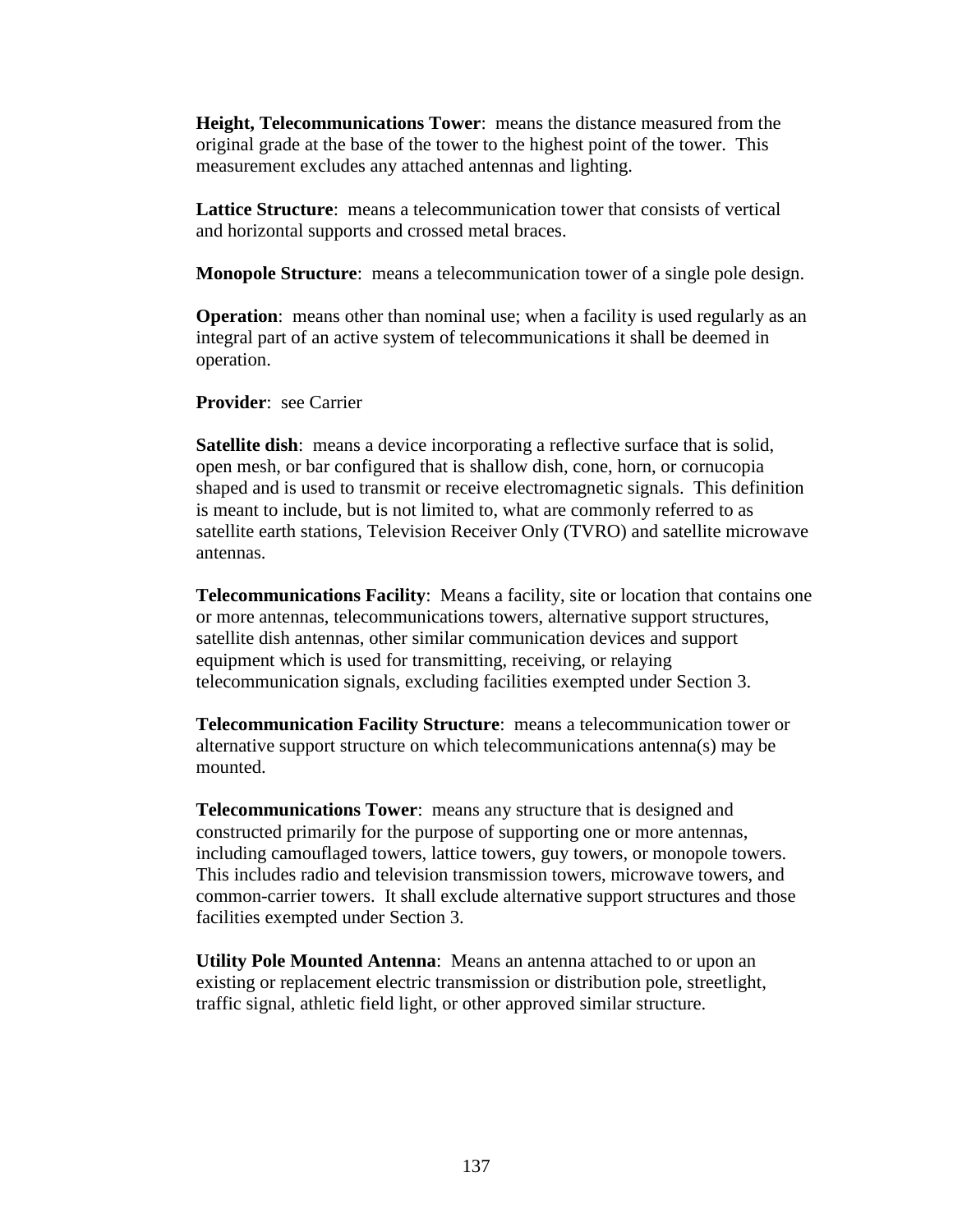**Height, Telecommunications Tower**: means the distance measured from the original grade at the base of the tower to the highest point of the tower. This measurement excludes any attached antennas and lighting.

**Lattice Structure**: means a telecommunication tower that consists of vertical and horizontal supports and crossed metal braces.

**Monopole Structure**: means a telecommunication tower of a single pole design.

**Operation**: means other than nominal use; when a facility is used regularly as an integral part of an active system of telecommunications it shall be deemed in operation.

**Provider**: see Carrier

**Satellite dish**: means a device incorporating a reflective surface that is solid, open mesh, or bar configured that is shallow dish, cone, horn, or cornucopia shaped and is used to transmit or receive electromagnetic signals. This definition is meant to include, but is not limited to, what are commonly referred to as satellite earth stations, Television Receiver Only (TVRO) and satellite microwave antennas.

**Telecommunications Facility**: Means a facility, site or location that contains one or more antennas, telecommunications towers, alternative support structures, satellite dish antennas, other similar communication devices and support equipment which is used for transmitting, receiving, or relaying telecommunication signals, excluding facilities exempted under Section 3.

**Telecommunication Facility Structure**: means a telecommunication tower or alternative support structure on which telecommunications antenna(s) may be mounted.

**Telecommunications Tower**: means any structure that is designed and constructed primarily for the purpose of supporting one or more antennas, including camouflaged towers, lattice towers, guy towers, or monopole towers. This includes radio and television transmission towers, microwave towers, and common-carrier towers. It shall exclude alternative support structures and those facilities exempted under Section 3.

**Utility Pole Mounted Antenna**: Means an antenna attached to or upon an existing or replacement electric transmission or distribution pole, streetlight, traffic signal, athletic field light, or other approved similar structure.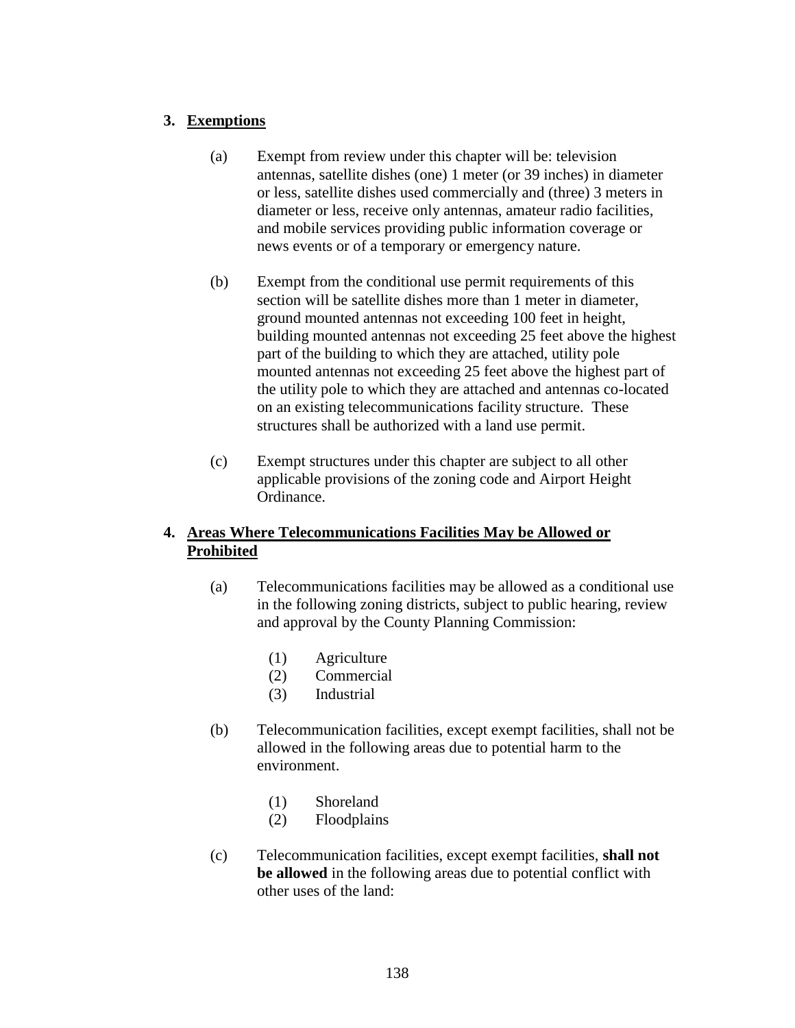**3. <u>Exemptions</u>**

(a) Exempt from review under this chapter will be: television antennas, satellite dishes (one) 1 meter (or 39 inches) in diameter or less, satellite dishes used commercially and (three) 3 meters in diameter or less, receive only antennas, amateur radio facilities, and mobile services providing public information coverage or news events or of a temporary or emergency nature.

(b) Exempt from the conditional use permit requirements of this section will be satellite dishes more than 1 meter in diameter, ground mounted antennas not exceeding 100 feet in height, building mounted antennas not exceeding 25 feet above the highest part of the building to which they are attached, utility pole mounted antennas not exceeding 25 feet above the highest part of the utility pole to which they are attached and antennas co-located on an existing telecommunications facility structure. These structures shall be authorized with a land use permit.

(c) Exempt structures under this chapter are subject to all other applicable provisions of the zoning code and Airport Height Ordinance.

**4. <u>Areas Where Telecommunications Facilities May be Allowed or Prohibited</u>**

(a) Telecommunications facilities may be allowed as a conditional use in the following zoning districts, subject to public hearing, review and approval by the County Planning Commission:

(1) Agriculture
(2) Commercial
(3) Industrial

(b) Telecommunication facilities, except exempt facilities, shall not be allowed in the following areas due to potential harm to the environment.

(1) Shoreland
(2) Floodplains

(c) Telecommunication facilities, except exempt facilities, **shall not be allowed** in the following areas due to potential conflict with other uses of the land: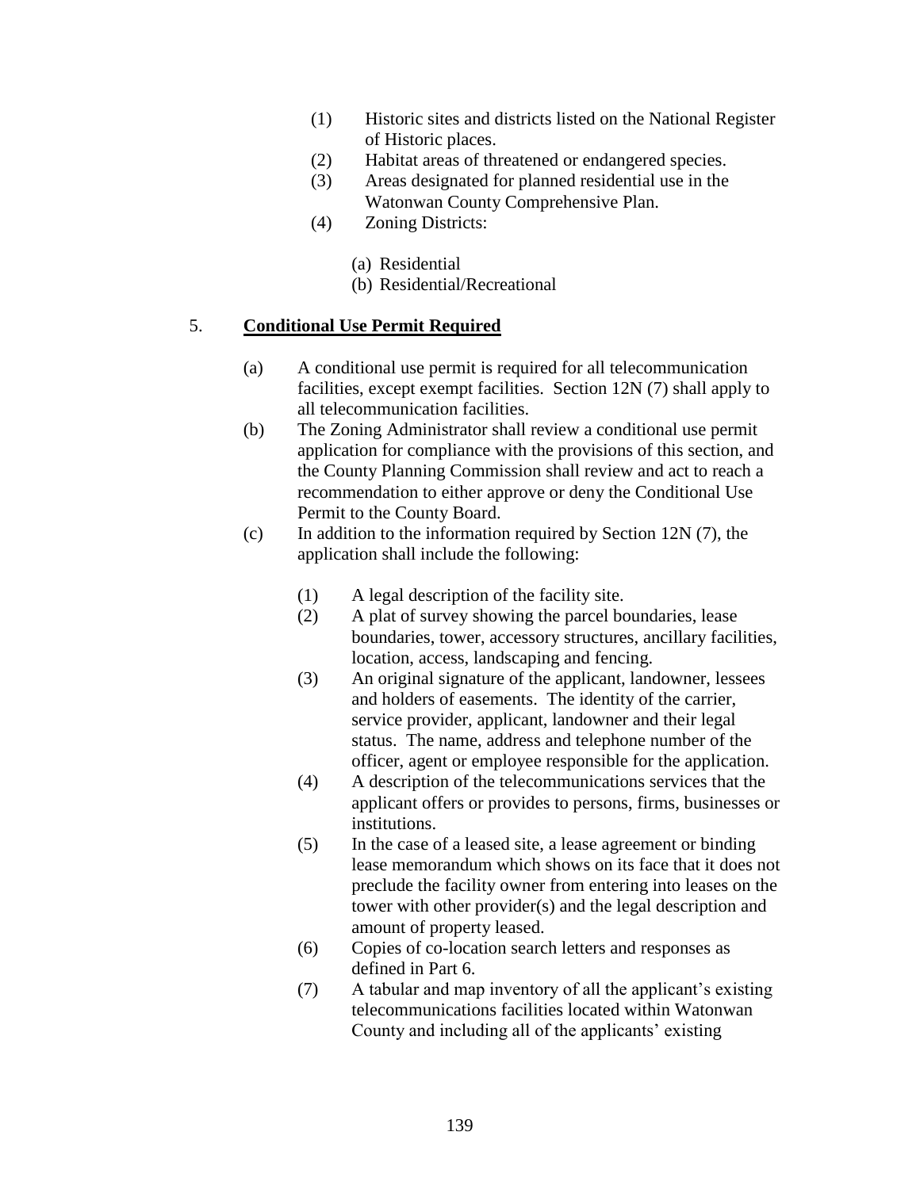(1) Historic sites and districts listed on the National Register of Historic places.
(2) Habitat areas of threatened or endangered species.
(3) Areas designated for planned residential use in the Watonwan County Comprehensive Plan.
(4) Zoning Districts:

 (a) Residential
 (b) Residential/Recreational

5. **Conditional Use Permit Required**

(a) A conditional use permit is required for all telecommunication facilities, except exempt facilities. Section 12N (7) shall apply to all telecommunication facilities.

(b) The Zoning Administrator shall review a conditional use permit application for compliance with the provisions of this section, and the County Planning Commission shall review and act to reach a recommendation to either approve or deny the Conditional Use Permit to the County Board.

(c) In addition to the information required by Section 12N (7), the application shall include the following:

 (1) A legal description of the facility site.
 (2) A plat of survey showing the parcel boundaries, lease boundaries, tower, accessory structures, ancillary facilities, location, access, landscaping and fencing.
 (3) An original signature of the applicant, landowner, lessees and holders of easements. The identity of the carrier, service provider, applicant, landowner and their legal status. The name, address and telephone number of the officer, agent or employee responsible for the application.
 (4) A description of the telecommunications services that the applicant offers or provides to persons, firms, businesses or institutions.
 (5) In the case of a leased site, a lease agreement or binding lease memorandum which shows on its face that it does not preclude the facility owner from entering into leases on the tower with other provider(s) and the legal description and amount of property leased.
 (6) Copies of co-location search letters and responses as defined in Part 6.
 (7) A tabular and map inventory of all the applicant's existing telecommunications facilities located within Watonwan County and including all of the applicants' existing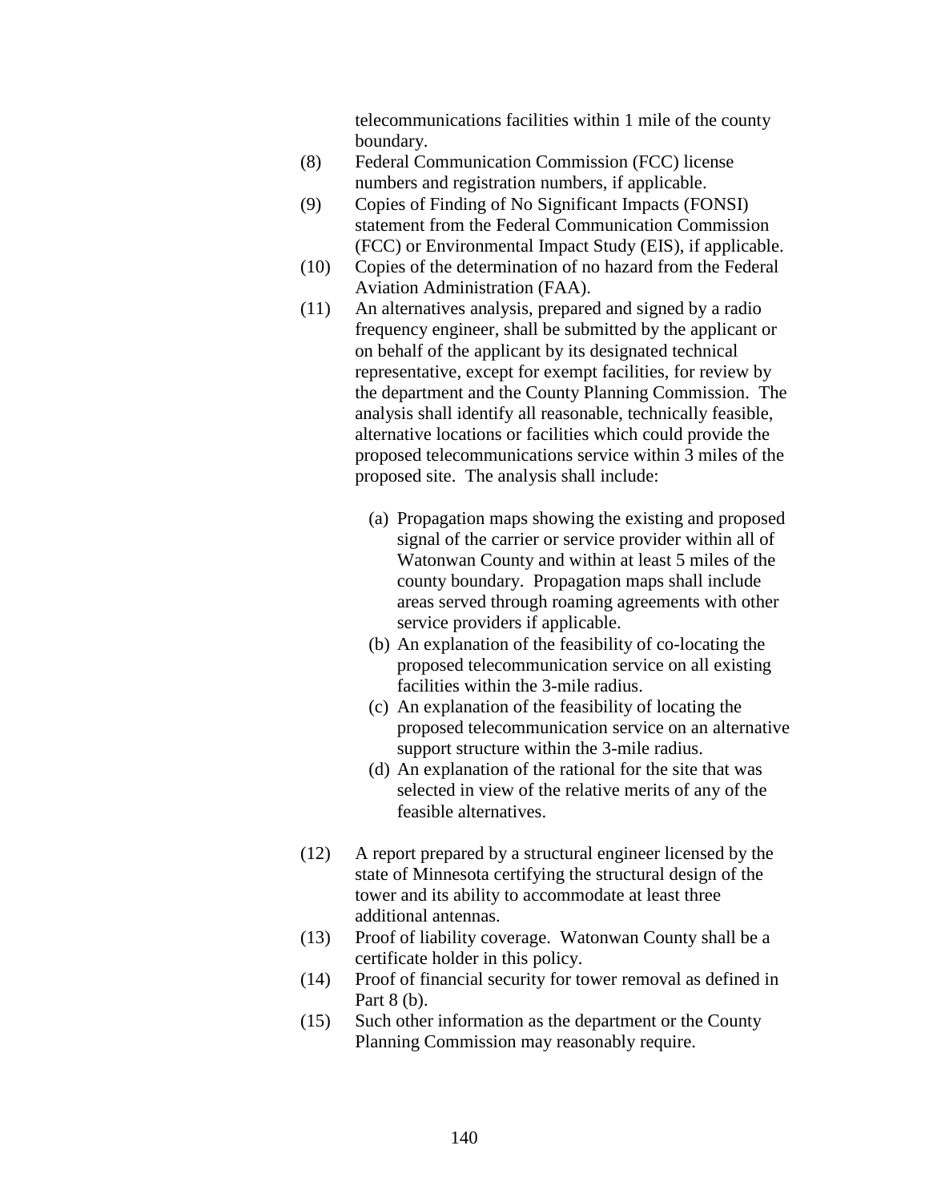telecommunications facilities within 1 mile of the county boundary.

(8) Federal Communication Commission (FCC) license numbers and registration numbers, if applicable.

(9) Copies of Finding of No Significant Impacts (FONSI) statement from the Federal Communication Commission (FCC) or Environmental Impact Study (EIS), if applicable.

(10) Copies of the determination of no hazard from the Federal Aviation Administration (FAA).

(11) An alternatives analysis, prepared and signed by a radio frequency engineer, shall be submitted by the applicant or on behalf of the applicant by its designated technical representative, except for exempt facilities, for review by the department and the County Planning Commission. The analysis shall identify all reasonable, technically feasible, alternative locations or facilities which could provide the proposed telecommunications service within 3 miles of the proposed site. The analysis shall include:

   (a) Propagation maps showing the existing and proposed signal of the carrier or service provider within all of Watonwan County and within at least 5 miles of the county boundary. Propagation maps shall include areas served through roaming agreements with other service providers if applicable.
   (b) An explanation of the feasibility of co-locating the proposed telecommunication service on all existing facilities within the 3-mile radius.
   (c) An explanation of the feasibility of locating the proposed telecommunication service on an alternative support structure within the 3-mile radius.
   (d) An explanation of the rational for the site that was selected in view of the relative merits of any of the feasible alternatives.

(12) A report prepared by a structural engineer licensed by the state of Minnesota certifying the structural design of the tower and its ability to accommodate at least three additional antennas.

(13) Proof of liability coverage. Watonwan County shall be a certificate holder in this policy.

(14) Proof of financial security for tower removal as defined in Part 8 (b).

(15) Such other information as the department or the County Planning Commission may reasonably require.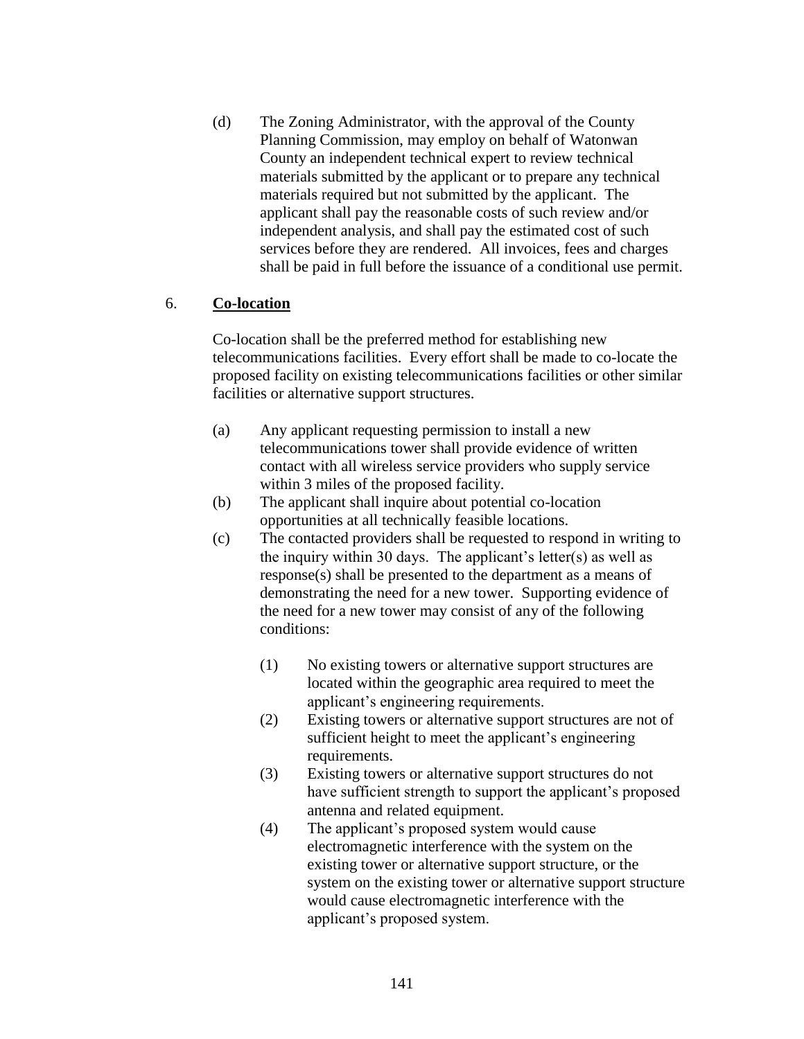(d) The Zoning Administrator, with the approval of the County Planning Commission, may employ on behalf of Watonwan County an independent technical expert to review technical materials submitted by the applicant or to prepare any technical materials required but not submitted by the applicant. The applicant shall pay the reasonable costs of such review and/or independent analysis, and shall pay the estimated cost of such services before they are rendered. All invoices, fees and charges shall be paid in full before the issuance of a conditional use permit.

6. **Co-location**

Co-location shall be the preferred method for establishing new telecommunications facilities. Every effort shall be made to co-locate the proposed facility on existing telecommunications facilities or other similar facilities or alternative support structures.

(a) Any applicant requesting permission to install a new telecommunications tower shall provide evidence of written contact with all wireless service providers who supply service within 3 miles of the proposed facility.

(b) The applicant shall inquire about potential co-location opportunities at all technically feasible locations.

(c) The contacted providers shall be requested to respond in writing to the inquiry within 30 days. The applicant's letter(s) as well as response(s) shall be presented to the department as a means of demonstrating the need for a new tower. Supporting evidence of the need for a new tower may consist of any of the following conditions:

(1) No existing towers or alternative support structures are located within the geographic area required to meet the applicant's engineering requirements.

(2) Existing towers or alternative support structures are not of sufficient height to meet the applicant's engineering requirements.

(3) Existing towers or alternative support structures do not have sufficient strength to support the applicant's proposed antenna and related equipment.

(4) The applicant's proposed system would cause electromagnetic interference with the system on the existing tower or alternative support structure, or the system on the existing tower or alternative support structure would cause electromagnetic interference with the applicant's proposed system.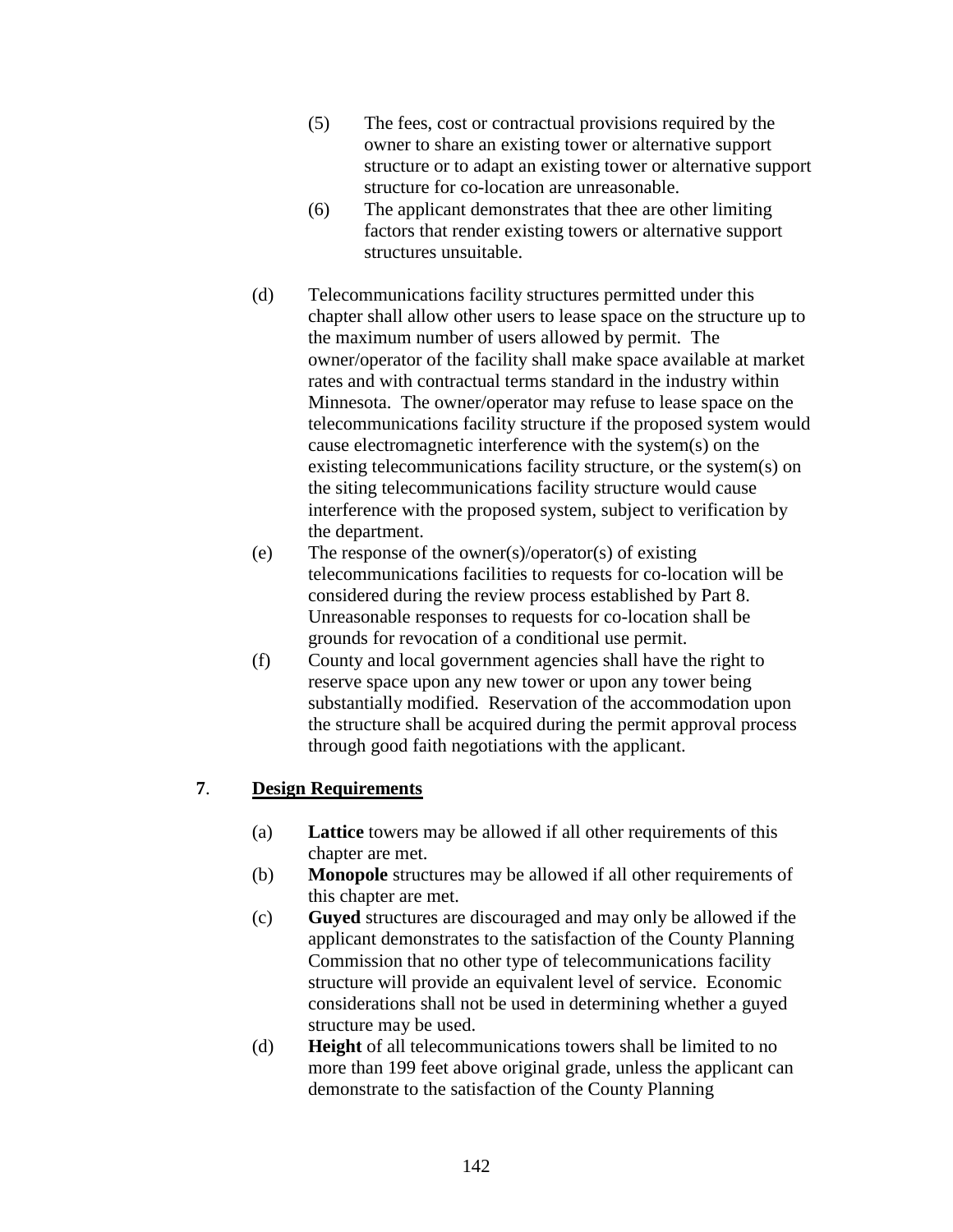(5) The fees, cost or contractual provisions required by the owner to share an existing tower or alternative support structure or to adapt an existing tower or alternative support structure for co-location are unreasonable.

(6) The applicant demonstrates that thee are other limiting factors that render existing towers or alternative support structures unsuitable.

(d) Telecommunications facility structures permitted under this chapter shall allow other users to lease space on the structure up to the maximum number of users allowed by permit. The owner/operator of the facility shall make space available at market rates and with contractual terms standard in the industry within Minnesota. The owner/operator may refuse to lease space on the telecommunications facility structure if the proposed system would cause electromagnetic interference with the system(s) on the existing telecommunications facility structure, or the system(s) on the siting telecommunications facility structure would cause interference with the proposed system, subject to verification by the department.

(e) The response of the owner(s)/operator(s) of existing telecommunications facilities to requests for co-location will be considered during the review process established by Part 8. Unreasonable responses to requests for co-location shall be grounds for revocation of a conditional use permit.

(f) County and local government agencies shall have the right to reserve space upon any new tower or upon any tower being substantially modified. Reservation of the accommodation upon the structure shall be acquired during the permit approval process through good faith negotiations with the applicant.

**7**. **Design Requirements**

(a) **Lattice** towers may be allowed if all other requirements of this chapter are met.

(b) **Monopole** structures may be allowed if all other requirements of this chapter are met.

(c) **Guyed** structures are discouraged and may only be allowed if the applicant demonstrates to the satisfaction of the County Planning Commission that no other type of telecommunications facility structure will provide an equivalent level of service. Economic considerations shall not be used in determining whether a guyed structure may be used.

(d) **Height** of all telecommunications towers shall be limited to no more than 199 feet above original grade, unless the applicant can demonstrate to the satisfaction of the County Planning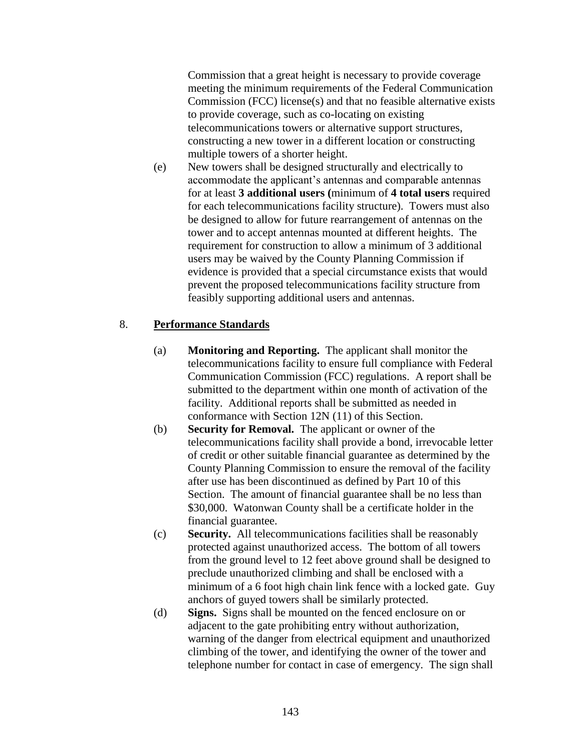Commission that a great height is necessary to provide coverage meeting the minimum requirements of the Federal Communication Commission (FCC) license(s) and that no feasible alternative exists to provide coverage, such as co-locating on existing telecommunications towers or alternative support structures, constructing a new tower in a different location or constructing multiple towers of a shorter height.

(e) New towers shall be designed structurally and electrically to accommodate the applicant's antennas and comparable antennas for at least **3 additional users (**minimum of **4 total users** required for each telecommunications facility structure). Towers must also be designed to allow for future rearrangement of antennas on the tower and to accept antennas mounted at different heights. The requirement for construction to allow a minimum of 3 additional users may be waived by the County Planning Commission if evidence is provided that a special circumstance exists that would prevent the proposed telecommunications facility structure from feasibly supporting additional users and antennas.

8. **Performance Standards**

(a) **Monitoring and Reporting.** The applicant shall monitor the telecommunications facility to ensure full compliance with Federal Communication Commission (FCC) regulations. A report shall be submitted to the department within one month of activation of the facility. Additional reports shall be submitted as needed in conformance with Section 12N (11) of this Section.

(b) **Security for Removal.** The applicant or owner of the telecommunications facility shall provide a bond, irrevocable letter of credit or other suitable financial guarantee as determined by the County Planning Commission to ensure the removal of the facility after use has been discontinued as defined by Part 10 of this Section. The amount of financial guarantee shall be no less than $30,000. Watonwan County shall be a certificate holder in the financial guarantee.

(c) **Security.** All telecommunications facilities shall be reasonably protected against unauthorized access. The bottom of all towers from the ground level to 12 feet above ground shall be designed to preclude unauthorized climbing and shall be enclosed with a minimum of a 6 foot high chain link fence with a locked gate. Guy anchors of guyed towers shall be similarly protected.

(d) **Signs.** Signs shall be mounted on the fenced enclosure on or adjacent to the gate prohibiting entry without authorization, warning of the danger from electrical equipment and unauthorized climbing of the tower, and identifying the owner of the tower and telephone number for contact in case of emergency. The sign shall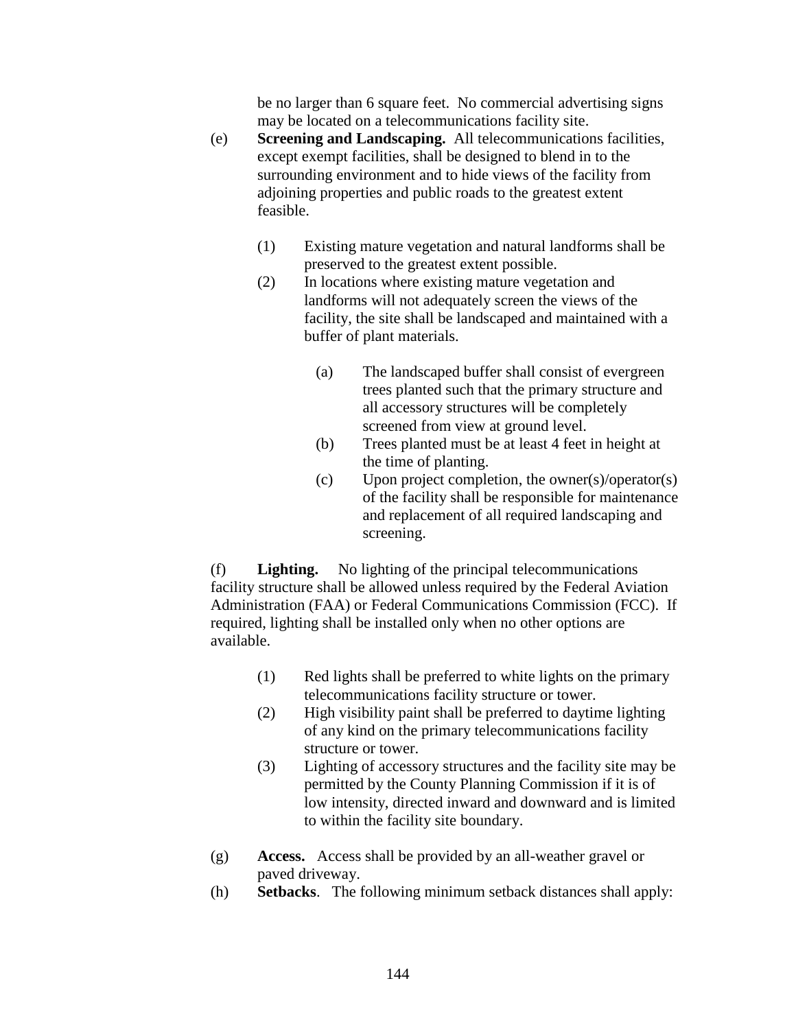be no larger than 6 square feet. No commercial advertising signs may be located on a telecommunications facility site.

(e) **Screening and Landscaping.** All telecommunications facilities, except exempt facilities, shall be designed to blend in to the surrounding environment and to hide views of the facility from adjoining properties and public roads to the greatest extent feasible.

  (1) Existing mature vegetation and natural landforms shall be preserved to the greatest extent possible.

  (2) In locations where existing mature vegetation and landforms will not adequately screen the views of the facility, the site shall be landscaped and maintained with a buffer of plant materials.

    (a) The landscaped buffer shall consist of evergreen trees planted such that the primary structure and all accessory structures will be completely screened from view at ground level.

    (b) Trees planted must be at least 4 feet in height at the time of planting.

    (c) Upon project completion, the owner(s)/operator(s) of the facility shall be responsible for maintenance and replacement of all required landscaping and screening.

(f) **Lighting.** No lighting of the principal telecommunications facility structure shall be allowed unless required by the Federal Aviation Administration (FAA) or Federal Communications Commission (FCC). If required, lighting shall be installed only when no other options are available.

  (1) Red lights shall be preferred to white lights on the primary telecommunications facility structure or tower.

  (2) High visibility paint shall be preferred to daytime lighting of any kind on the primary telecommunications facility structure or tower.

  (3) Lighting of accessory structures and the facility site may be permitted by the County Planning Commission if it is of low intensity, directed inward and downward and is limited to within the facility site boundary.

(g) **Access.** Access shall be provided by an all-weather gravel or paved driveway.

(h) **Setbacks**. The following minimum setback distances shall apply: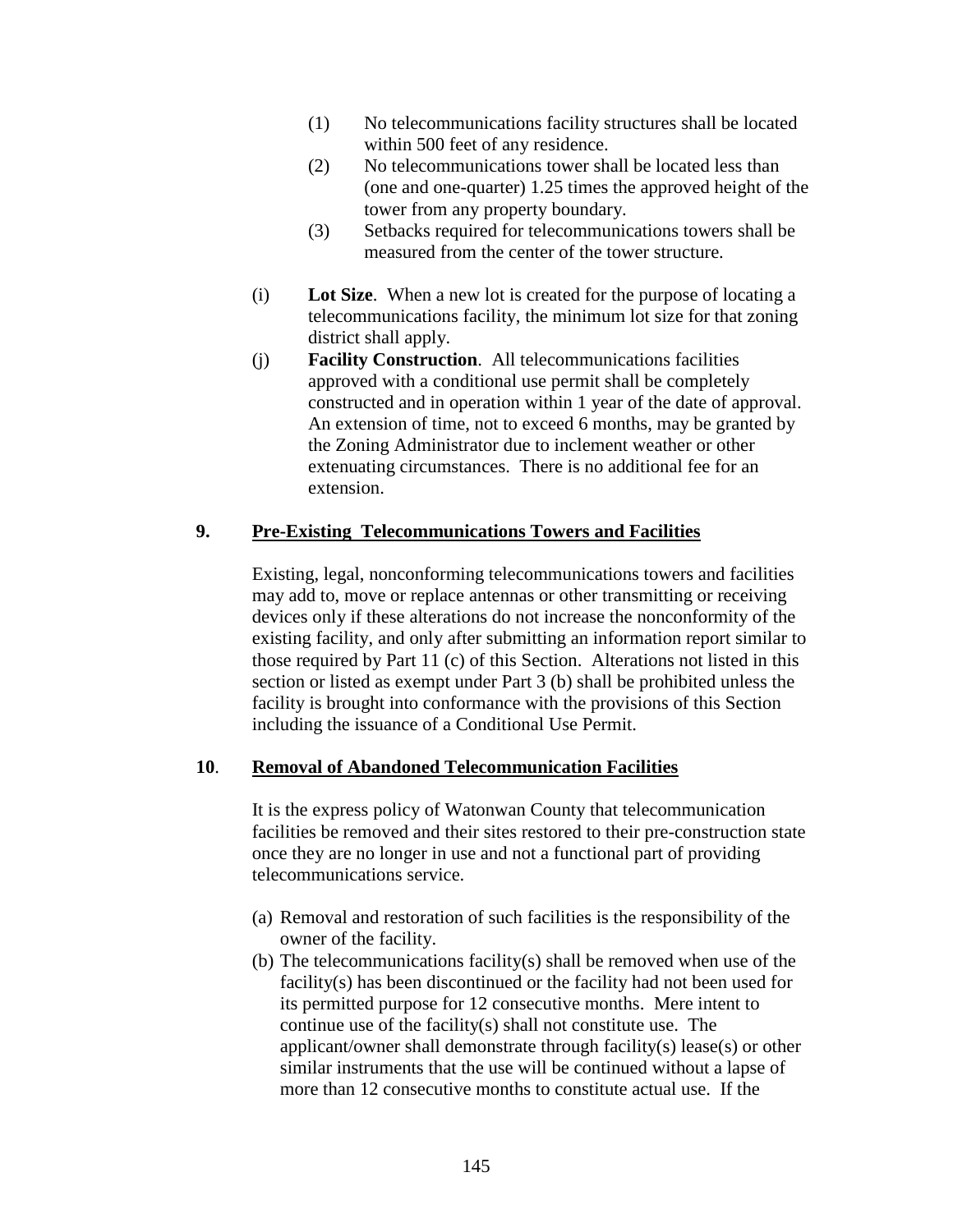(1) No telecommunications facility structures shall be located within 500 feet of any residence.

(2) No telecommunications tower shall be located less than (one and one-quarter) 1.25 times the approved height of the tower from any property boundary.

(3) Setbacks required for telecommunications towers shall be measured from the center of the tower structure.

(i) **Lot Size**. When a new lot is created for the purpose of locating a telecommunications facility, the minimum lot size for that zoning district shall apply.

(j) **Facility Construction**. All telecommunications facilities approved with a conditional use permit shall be completely constructed and in operation within 1 year of the date of approval. An extension of time, not to exceed 6 months, may be granted by the Zoning Administrator due to inclement weather or other extenuating circumstances. There is no additional fee for an extension.

## 9. Pre-Existing Telecommunications Towers and Facilities

Existing, legal, nonconforming telecommunications towers and facilities may add to, move or replace antennas or other transmitting or receiving devices only if these alterations do not increase the nonconformity of the existing facility, and only after submitting an information report similar to those required by Part 11 (c) of this Section. Alterations not listed in this section or listed as exempt under Part 3 (b) shall be prohibited unless the facility is brought into conformance with the provisions of this Section including the issuance of a Conditional Use Permit.

## 10. Removal of Abandoned Telecommunication Facilities

It is the express policy of Watonwan County that telecommunication facilities be removed and their sites restored to their pre-construction state once they are no longer in use and not a functional part of providing telecommunications service.

(a) Removal and restoration of such facilities is the responsibility of the owner of the facility.

(b) The telecommunications facility(s) shall be removed when use of the facility(s) has been discontinued or the facility had not been used for its permitted purpose for 12 consecutive months. Mere intent to continue use of the facility(s) shall not constitute use. The applicant/owner shall demonstrate through facility(s) lease(s) or other similar instruments that the use will be continued without a lapse of more than 12 consecutive months to constitute actual use. If the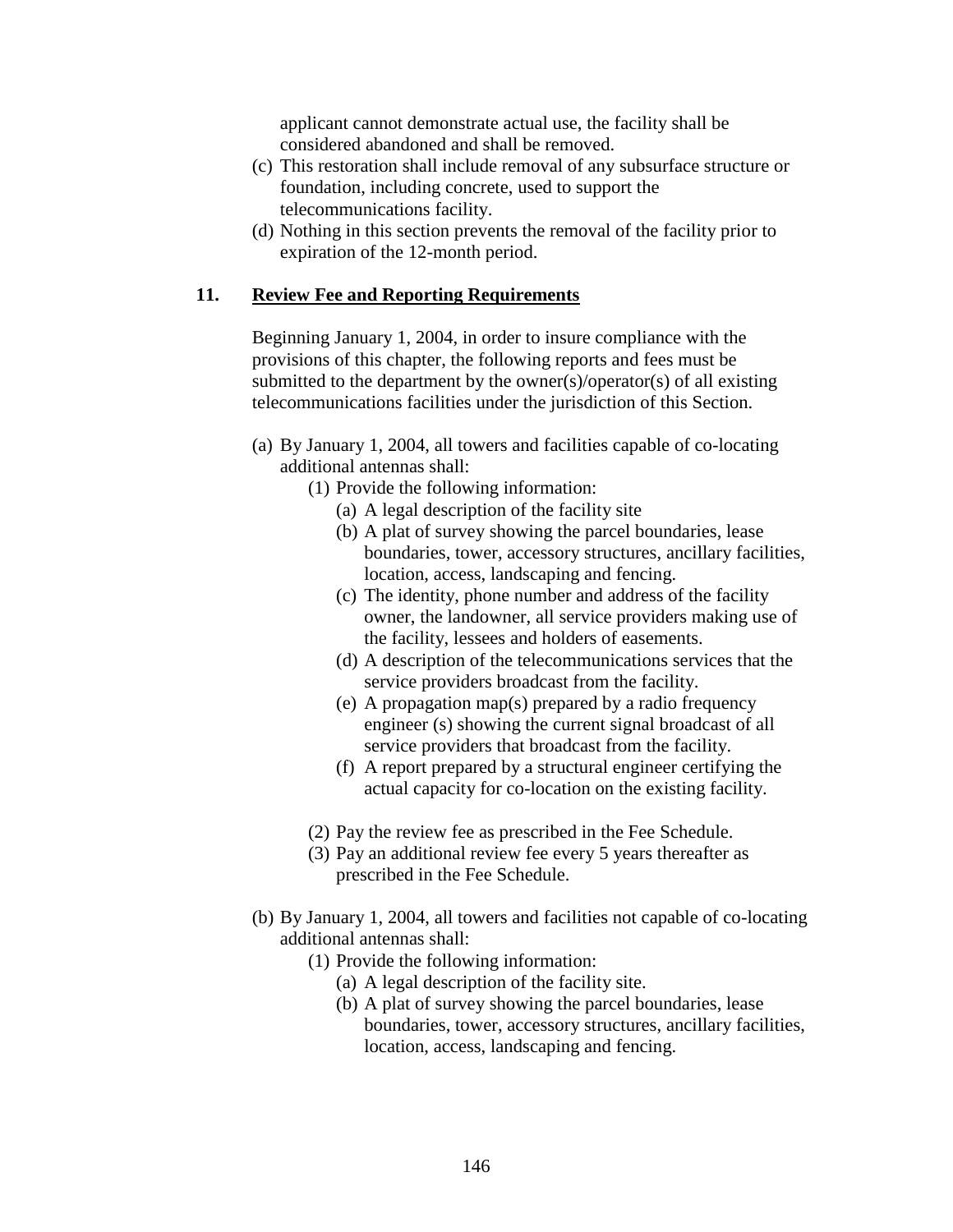applicant cannot demonstrate actual use, the facility shall be considered abandoned and shall be removed.

(c) This restoration shall include removal of any subsurface structure or foundation, including concrete, used to support the telecommunications facility.

(d) Nothing in this section prevents the removal of the facility prior to expiration of the 12-month period.

## 11. Review Fee and Reporting Requirements

Beginning January 1, 2004, in order to insure compliance with the provisions of this chapter, the following reports and fees must be submitted to the department by the owner(s)/operator(s) of all existing telecommunications facilities under the jurisdiction of this Section.

(a) By January 1, 2004, all towers and facilities capable of co-locating additional antennas shall:

- (1) Provide the following information:
  - (a) A legal description of the facility site
  - (b) A plat of survey showing the parcel boundaries, lease boundaries, tower, accessory structures, ancillary facilities, location, access, landscaping and fencing.
  - (c) The identity, phone number and address of the facility owner, the landowner, all service providers making use of the facility, lessees and holders of easements.
  - (d) A description of the telecommunications services that the service providers broadcast from the facility.
  - (e) A propagation map(s) prepared by a radio frequency engineer (s) showing the current signal broadcast of all service providers that broadcast from the facility.
  - (f) A report prepared by a structural engineer certifying the actual capacity for co-location on the existing facility.
- (2) Pay the review fee as prescribed in the Fee Schedule.
- (3) Pay an additional review fee every 5 years thereafter as prescribed in the Fee Schedule.

(b) By January 1, 2004, all towers and facilities not capable of co-locating additional antennas shall:

- (1) Provide the following information:
  - (a) A legal description of the facility site.
  - (b) A plat of survey showing the parcel boundaries, lease boundaries, tower, accessory structures, ancillary facilities, location, access, landscaping and fencing.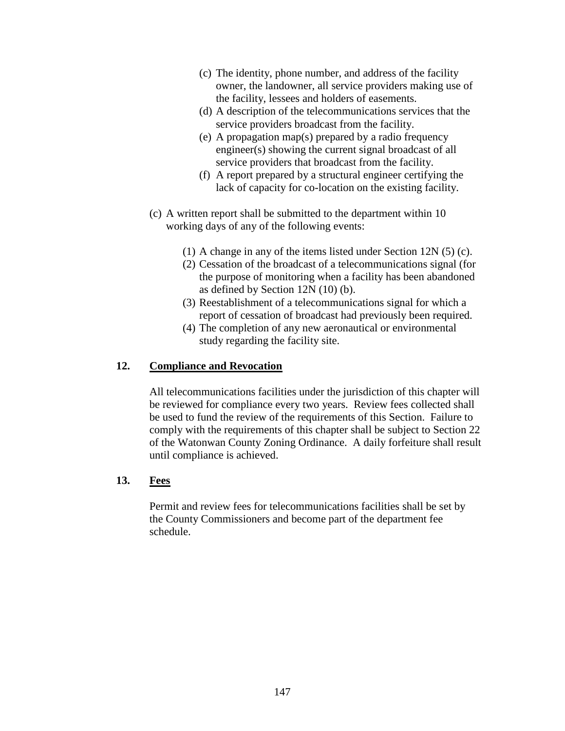(c) The identity, phone number, and address of the facility owner, the landowner, all service providers making use of the facility, lessees and holders of easements.
(d) A description of the telecommunications services that the service providers broadcast from the facility.
(e) A propagation map(s) prepared by a radio frequency engineer(s) showing the current signal broadcast of all service providers that broadcast from the facility.
(f) A report prepared by a structural engineer certifying the lack of capacity for co-location on the existing facility.

(c) A written report shall be submitted to the department within 10 working days of any of the following events:

(1) A change in any of the items listed under Section 12N (5) (c).
(2) Cessation of the broadcast of a telecommunications signal (for the purpose of monitoring when a facility has been abandoned as defined by Section 12N (10) (b).
(3) Reestablishment of a telecommunications signal for which a report of cessation of broadcast had previously been required.
(4) The completion of any new aeronautical or environmental study regarding the facility site.

## 12. Compliance and Revocation

All telecommunications facilities under the jurisdiction of this chapter will be reviewed for compliance every two years. Review fees collected shall be used to fund the review of the requirements of this Section. Failure to comply with the requirements of this chapter shall be subject to Section 22 of the Watonwan County Zoning Ordinance. A daily forfeiture shall result until compliance is achieved.

## 13. Fees

Permit and review fees for telecommunications facilities shall be set by the County Commissioners and become part of the department fee schedule.